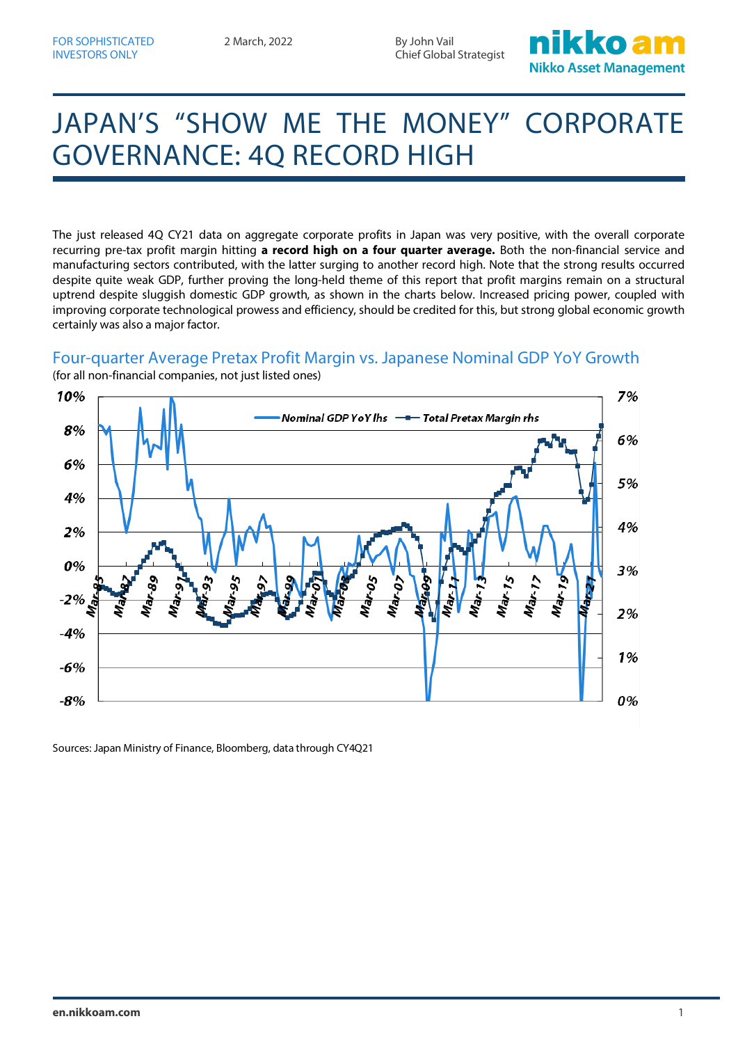FOR SOPHISTICATED INVESTORS ONLY

2 March, 2022

By John Vail
Chief Global Strategist

# JAPAN'S "SHOW ME THE MONEY" CORPORATE GOVERNANCE: 4Q RECORD HIGH

The just released 4Q CY21 data on aggregate corporate profits in Japan was very positive, with the overall corporate recurring pre-tax profit margin hitting **a record high on a four quarter average.** Both the non-financial service and manufacturing sectors contributed, with the latter surging to another record high. Note that the strong results occurred despite quite weak GDP, further proving the long-held theme of this report that profit margins remain on a structural uptrend despite sluggish domestic GDP growth, as shown in the charts below. Increased pricing power, coupled with improving corporate technological prowess and efficiency, should be credited for this, but strong global economic growth certainly was also a major factor.

## Four-quarter Average Pretax Profit Margin vs. Japanese Nominal GDP YoY Growth

(for all non-financial companies, not just listed ones)

Sources: Japan Ministry of Finance, Bloomberg, data through CY4Q21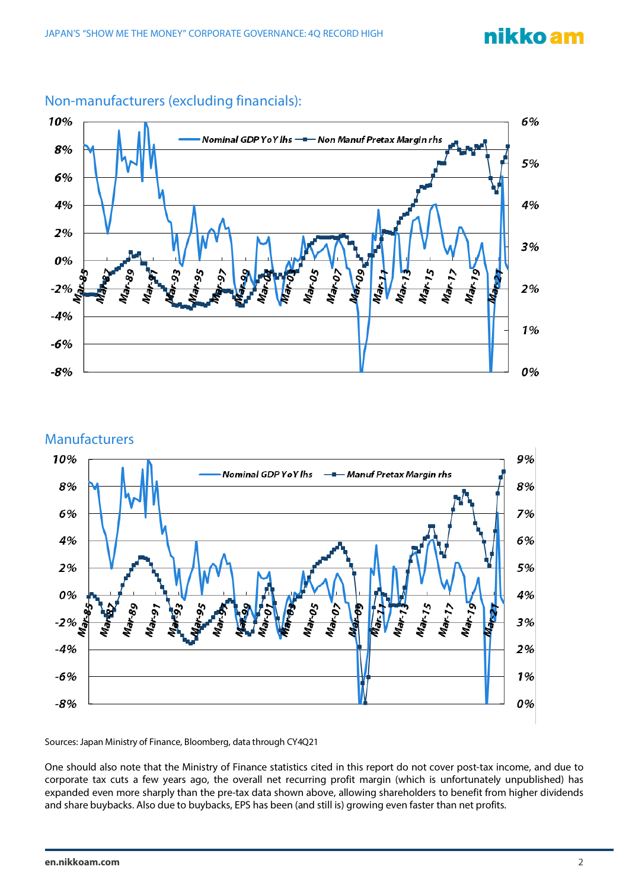## Non-manufacturers (excluding financials):

## Manufacturers

Sources: Japan Ministry of Finance, Bloomberg, data through CY4Q21

One should also note that the Ministry of Finance statistics cited in this report do not cover post-tax income, and due to corporate tax cuts a few years ago, the overall net recurring profit margin (which is unfortunately unpublished) has expanded even more sharply than the pre-tax data shown above, allowing shareholders to benefit from higher dividends and share buybacks. Also due to buybacks, EPS has been (and still is) growing even faster than net profits.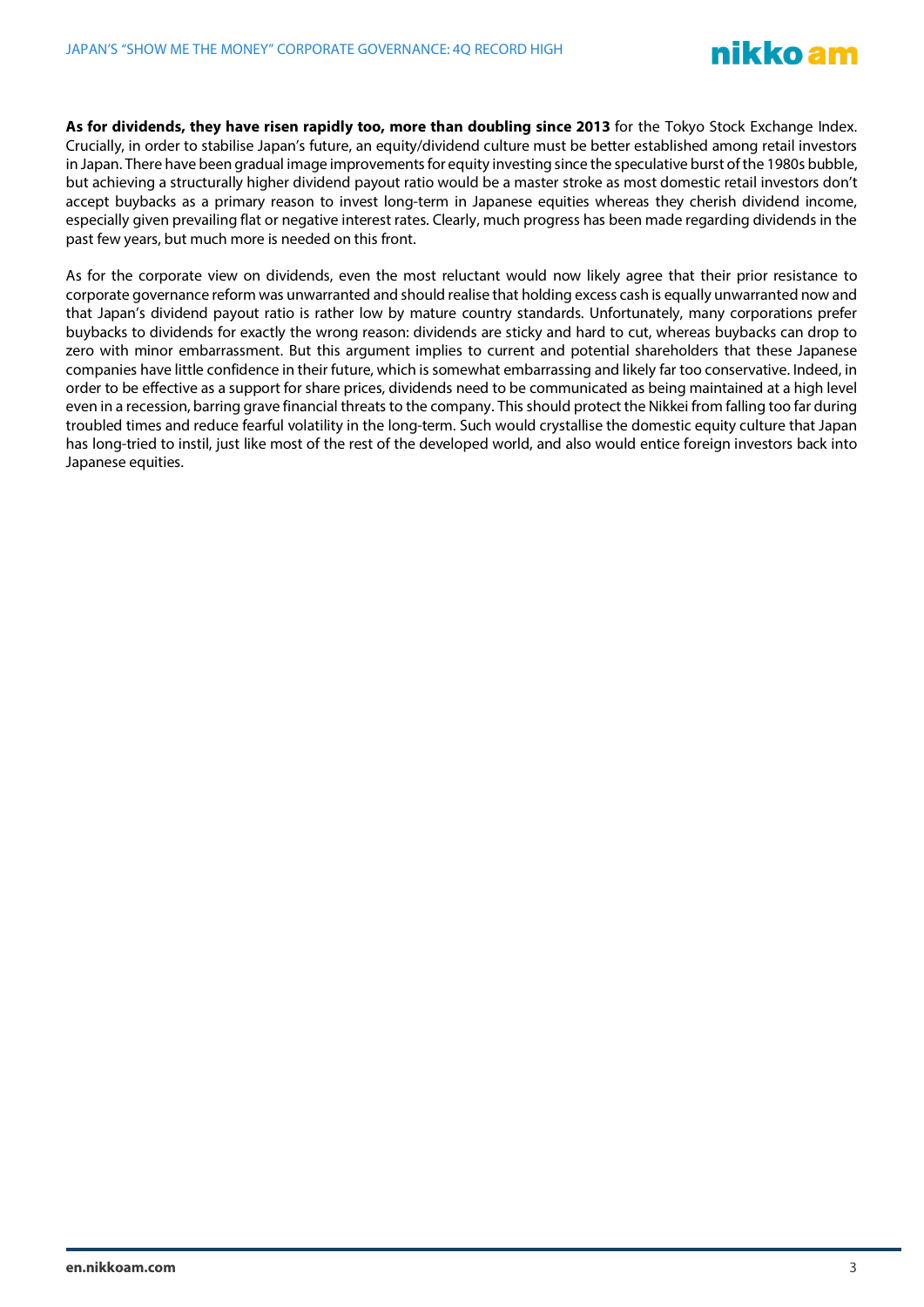**As for dividends, they have risen rapidly too, more than doubling since 2013** for the Tokyo Stock Exchange Index. Crucially, in order to stabilise Japan's future, an equity/dividend culture must be better established among retail investors in Japan. There have been gradual image improvements for equity investing since the speculative burst of the 1980s bubble, but achieving a structurally higher dividend payout ratio would be a master stroke as most domestic retail investors don't accept buybacks as a primary reason to invest long-term in Japanese equities whereas they cherish dividend income, especially given prevailing flat or negative interest rates. Clearly, much progress has been made regarding dividends in the past few years, but much more is needed on this front.

As for the corporate view on dividends, even the most reluctant would now likely agree that their prior resistance to corporate governance reform was unwarranted and should realise that holding excess cash is equally unwarranted now and that Japan's dividend payout ratio is rather low by mature country standards. Unfortunately, many corporations prefer buybacks to dividends for exactly the wrong reason: dividends are sticky and hard to cut, whereas buybacks can drop to zero with minor embarrassment. But this argument implies to current and potential shareholders that these Japanese companies have little confidence in their future, which is somewhat embarrassing and likely far too conservative. Indeed, in order to be effective as a support for share prices, dividends need to be communicated as being maintained at a high level even in a recession, barring grave financial threats to the company. This should protect the Nikkei from falling too far during troubled times and reduce fearful volatility in the long-term. Such would crystallise the domestic equity culture that Japan has long-tried to instil, just like most of the rest of the developed world, and also would entice foreign investors back into Japanese equities.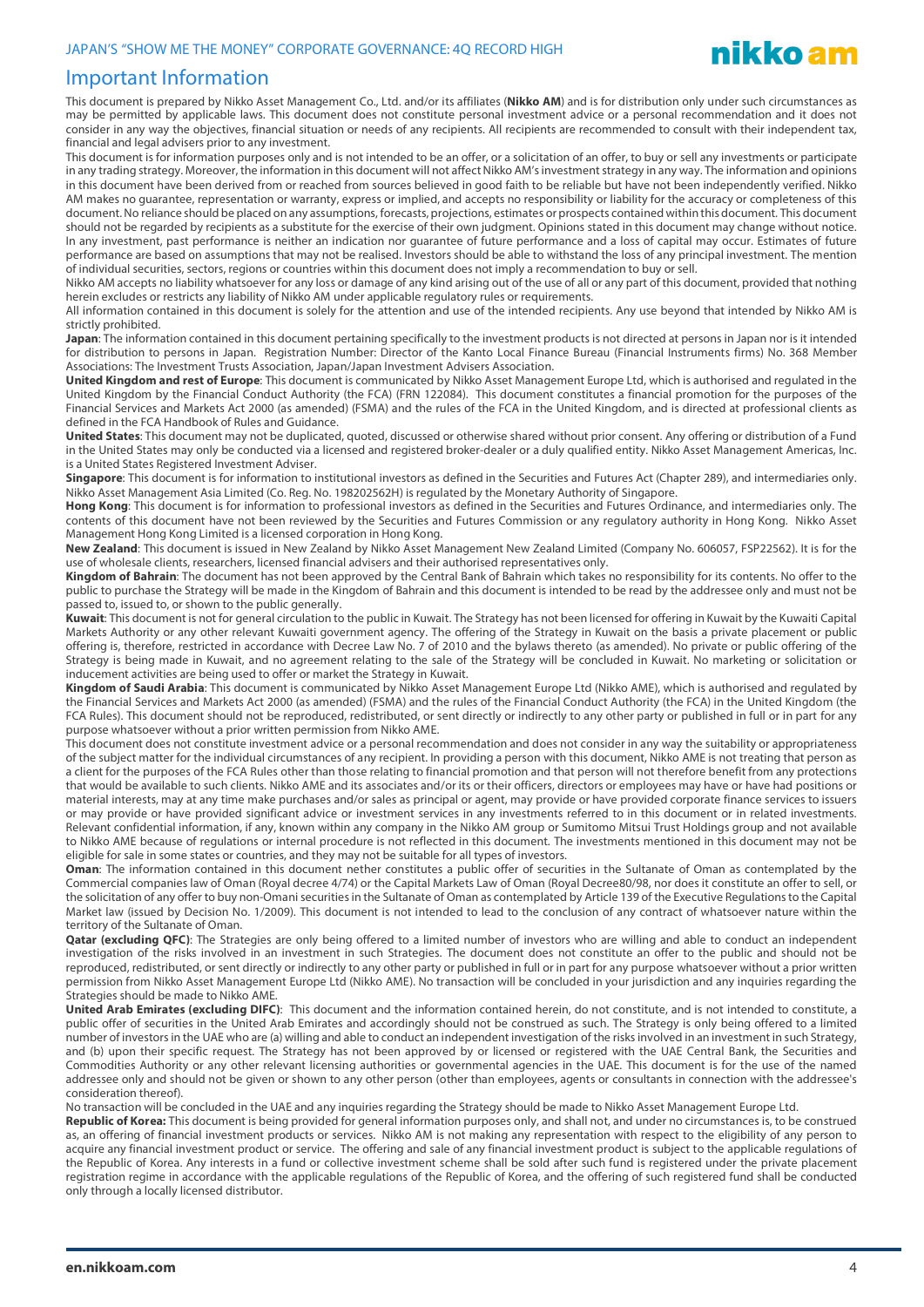## Important Information

This document is prepared by Nikko Asset Management Co., Ltd. and/or its affiliates (**Nikko AM**) and is for distribution only under such circumstances as may be permitted by applicable laws. This document does not constitute personal investment advice or a personal recommendation and it does not consider in any way the objectives, financial situation or needs of any recipients. All recipients are recommended to consult with their independent tax, financial and legal advisers prior to any investment.

This document is for information purposes only and is not intended to be an offer, or a solicitation of an offer, to buy or sell any investments or participate in any trading strategy. Moreover, the information in this document will not affect Nikko AM's investment strategy in any way. The information and opinions in this document have been derived from or reached from sources believed in good faith to be reliable but have not been independently verified. Nikko AM makes no guarantee, representation or warranty, express or implied, and accepts no responsibility or liability for the accuracy or completeness of this document. No reliance should be placed on any assumptions, forecasts, projections, estimates or prospects contained within this document. This document should not be regarded by recipients as a substitute for the exercise of their own judgment. Opinions stated in this document may change without notice. In any investment, past performance is neither an indication nor guarantee of future performance and a loss of capital may occur. Estimates of future performance are based on assumptions that may not be realised. Investors should be able to withstand the loss of any principal investment. The mention of individual securities, sectors, regions or countries within this document does not imply a recommendation to buy or sell.

Nikko AM accepts no liability whatsoever for any loss or damage of any kind arising out of the use of all or any part of this document, provided that nothing herein excludes or restricts any liability of Nikko AM under applicable regulatory rules or requirements.

All information contained in this document is solely for the attention and use of the intended recipients. Any use beyond that intended by Nikko AM is strictly prohibited.

**Japan**: The information contained in this document pertaining specifically to the investment products is not directed at persons in Japan nor is it intended for distribution to persons in Japan. Registration Number: Director of the Kanto Local Finance Bureau (Financial Instruments firms) No. 368 Member Associations: The Investment Trusts Association, Japan/Japan Investment Advisers Association.

**United Kingdom and rest of Europe**: This document is communicated by Nikko Asset Management Europe Ltd, which is authorised and regulated in the United Kingdom by the Financial Conduct Authority (the FCA) (FRN 122084). This document constitutes a financial promotion for the purposes of the Financial Services and Markets Act 2000 (as amended) (FSMA) and the rules of the FCA in the United Kingdom, and is directed at professional clients as defined in the FCA Handbook of Rules and Guidance.

**United States**: This document may not be duplicated, quoted, discussed or otherwise shared without prior consent. Any offering or distribution of a Fund in the United States may only be conducted via a licensed and registered broker-dealer or a duly qualified entity. Nikko Asset Management Americas, Inc. is a United States Registered Investment Adviser.

**Singapore**: This document is for information to institutional investors as defined in the Securities and Futures Act (Chapter 289), and intermediaries only. Nikko Asset Management Asia Limited (Co. Reg. No. 198202562H) is regulated by the Monetary Authority of Singapore.

**Hong Kong**: This document is for information to professional investors as defined in the Securities and Futures Ordinance, and intermediaries only. The contents of this document have not been reviewed by the Securities and Futures Commission or any regulatory authority in Hong Kong. Nikko Asset Management Hong Kong Limited is a licensed corporation in Hong Kong.

**New Zealand**: This document is issued in New Zealand by Nikko Asset Management New Zealand Limited (Company No. 606057, FSP22562). It is for the use of wholesale clients, researchers, licensed financial advisers and their authorised representatives only.

**Kingdom of Bahrain**: The document has not been approved by the Central Bank of Bahrain which takes no responsibility for its contents. No offer to the public to purchase the Strategy will be made in the Kingdom of Bahrain and this document is intended to be read by the addressee only and must not be passed to, issued to, or shown to the public generally.

**Kuwait**: This document is not for general circulation to the public in Kuwait. The Strategy has not been licensed for offering in Kuwait by the Kuwaiti Capital Markets Authority or any other relevant Kuwaiti government agency. The offering of the Strategy in Kuwait on the basis a private placement or public offering is, therefore, restricted in accordance with Decree Law No. 7 of 2010 and the bylaws thereto (as amended). No private or public offering of the Strategy is being made in Kuwait, and no agreement relating to the sale of the Strategy will be concluded in Kuwait. No marketing or solicitation or inducement activities are being used to offer or market the Strategy in Kuwait.

**Kingdom of Saudi Arabia**: This document is communicated by Nikko Asset Management Europe Ltd (Nikko AME), which is authorised and regulated by the Financial Services and Markets Act 2000 (as amended) (FSMA) and the rules of the Financial Conduct Authority (the FCA) in the United Kingdom (the FCA Rules). This document should not be reproduced, redistributed, or sent directly or indirectly to any other party or published in full or in part for any purpose whatsoever without a prior written permission from Nikko AME.

This document does not constitute investment advice or a personal recommendation and does not consider in any way the suitability or appropriateness of the subject matter for the individual circumstances of any recipient. In providing a person with this document, Nikko AME is not treating that person as a client for the purposes of the FCA Rules other than those relating to financial promotion and that person will not therefore benefit from any protections that would be available to such clients. Nikko AME and its associates and/or its or their officers, directors or employees may have or have had positions or material interests, may at any time make purchases and/or sales as principal or agent, may provide or have provided corporate finance services to issuers or may provide or have provided significant advice or investment services in any investments referred to in this document or in related investments. Relevant confidential information, if any, known within any company in the Nikko AM group or Sumitomo Mitsui Trust Holdings group and not available to Nikko AME because of regulations or internal procedure is not reflected in this document. The investments mentioned in this document may not be eligible for sale in some states or countries, and they may not be suitable for all types of investors.

**Oman**: The information contained in this document nether constitutes a public offer of securities in the Sultanate of Oman as contemplated by the Commercial companies law of Oman (Royal decree 4/74) or the Capital Markets Law of Oman (Royal Decree80/98, nor does it constitute an offer to sell, or the solicitation of any offer to buy non-Omani securities in the Sultanate of Oman as contemplated by Article 139 of the Executive Regulations to the Capital Market law (issued by Decision No. 1/2009). This document is not intended to lead to the conclusion of any contract of whatsoever nature within the territory of the Sultanate of Oman.

**Qatar (excluding QFC)**: The Strategies are only being offered to a limited number of investors who are willing and able to conduct an independent investigation of the risks involved in an investment in such Strategies. The document does not constitute an offer to the public and should not be reproduced, redistributed, or sent directly or indirectly to any other party or published in full or in part for any purpose whatsoever without a prior written permission from Nikko Asset Management Europe Ltd (Nikko AME). No transaction will be concluded in your jurisdiction and any inquiries regarding the Strategies should be made to Nikko AME.

**United Arab Emirates (excluding DIFC)**: This document and the information contained herein, do not constitute, and is not intended to constitute, a public offer of securities in the United Arab Emirates and accordingly should not be construed as such. The Strategy is only being offered to a limited number of investors in the UAE who are (a) willing and able to conduct an independent investigation of the risks involved in an investment in such Strategy, and (b) upon their specific request. The Strategy has not been approved by or licensed or registered with the UAE Central Bank, the Securities and Commodities Authority or any other relevant licensing authorities or governmental agencies in the UAE. This document is for the use of the named addressee only and should not be given or shown to any other person (other than employees, agents or consultants in connection with the addressee's consideration thereof).

No transaction will be concluded in the UAE and any inquiries regarding the Strategy should be made to Nikko Asset Management Europe Ltd.

**Republic of Korea:** This document is being provided for general information purposes only, and shall not, and under no circumstances is, to be construed as, an offering of financial investment products or services. Nikko AM is not making any representation with respect to the eligibility of any person to acquire any financial investment product or service. The offering and sale of any financial investment product is subject to the applicable regulations of the Republic of Korea. Any interests in a fund or collective investment scheme shall be sold after such fund is registered under the private placement registration regime in accordance with the applicable regulations of the Republic of Korea, and the offering of such registered fund shall be conducted only through a locally licensed distributor.